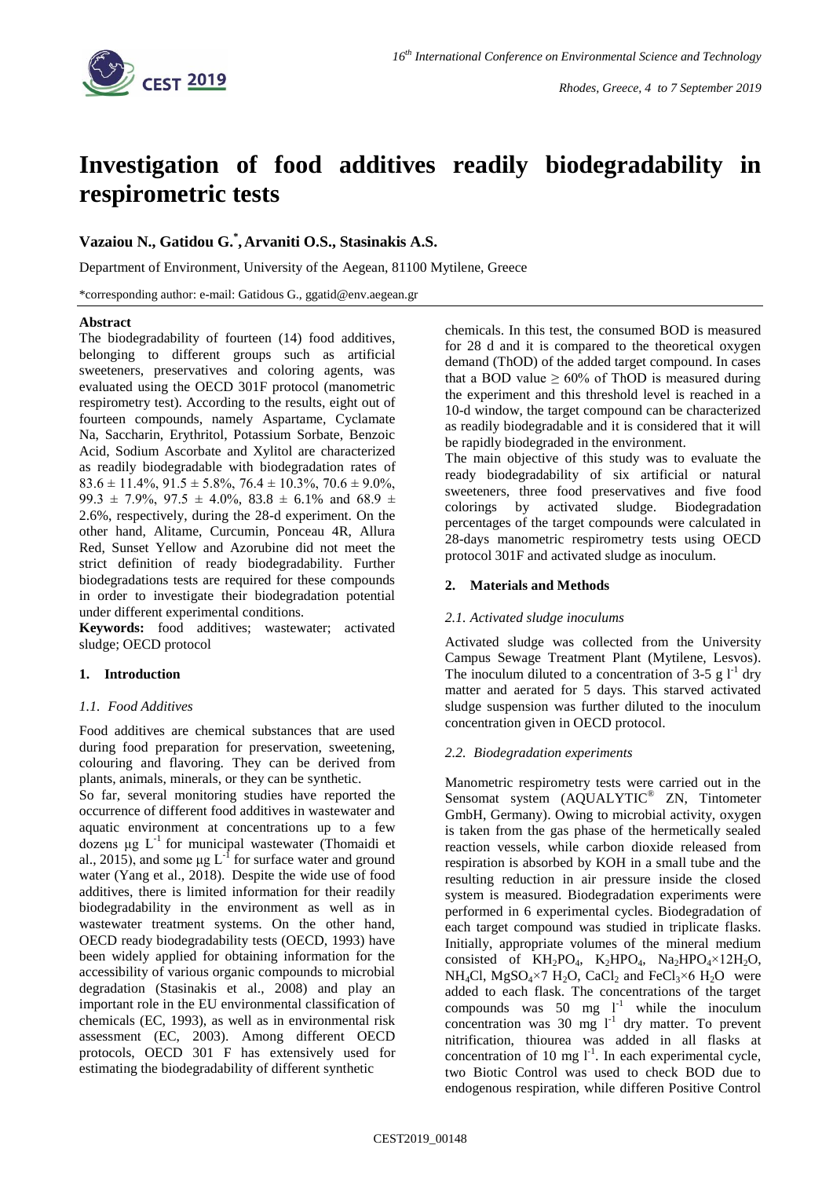# Investigation of food additives readily biodegradability in respirometric tests

**Vazaiou N., Gatidou G.[*], Arvaniti O.S., Stasinakis A.S.**

Department of Environment, University of the Aegean, 81100 Mytilene, Greece

*corresponding author: e-mail: Gatidous G., ggatid@env.aegean.gr

## Abstract

The biodegradability of fourteen (14) food additives, belonging to different groups such as artificial sweeteners, preservatives and coloring agents, was evaluated using the OECD 301F protocol (manometric respirometry test). According to the results, eight out of fourteen compounds, namely Aspartame, Cyclamate Na, Saccharin, Erythritol, Potassium Sorbate, Benzoic Acid, Sodium Ascorbate and Xylitol are characterized as readily biodegradable with biodegradation rates of $83.6 \pm 11.4\%$, $91.5 \pm 5.8\%$, $76.4 \pm 10.3\%$, $70.6 \pm 9.0\%$, $99.3 \pm 7.9\%$, $97.5 \pm 4.0\%$, $83.8 \pm 6.1\%$ and $68.9 \pm 2.6\%$, respectively, during the 28-d experiment. On the other hand, Alitame, Curcumin, Ponceau 4R, Allura Red, Sunset Yellow and Azorubine did not meet the strict definition of ready biodegradability. Further biodegradations tests are required for these compounds in order to investigate their biodegradation potential under different experimental conditions.

**Keywords:** food additives; wastewater; activated sludge; OECD protocol

## 1. Introduction

### 1.1. Food Additives

Food additives are chemical substances that are used during food preparation for preservation, sweetening, colouring and flavoring. They can be derived from plants, animals, minerals, or they can be synthetic.

So far, several monitoring studies have reported the occurrence of different food additives in wastewater and aquatic environment at concentrations up to a few dozens $\mu g\ L^{-1}$ for municipal wastewater (Thomaidi et al., 2015), and some $\mu g\ L^{-1}$ for surface water and ground water (Yang et al., 2018). Despite the wide use of food additives, there is limited information for their readily biodegradability in the environment as well as in wastewater treatment systems. On the other hand, OECD ready biodegradability tests (OECD, 1993) have been widely applied for obtaining information for the accessibility of various organic compounds to microbial degradation (Stasinakis et al., 2008) and play an important role in the EU environmental classification of chemicals (EC, 1993), as well as in environmental risk assessment (EC, 2003). Among different OECD protocols, OECD 301 F has extensively used for estimating the biodegradability of different synthetic chemicals. In this test, the consumed BOD is measured for 28 d and it is compared to the theoretical oxygen demand (ThOD) of the added target compound. In cases that a BOD value $\geq 60\%$ of ThOD is measured during the experiment and this threshold level is reached in a 10-d window, the target compound can be characterized as readily biodegradable and it is considered that it will be rapidly biodegraded in the environment.

The main objective of this study was to evaluate the ready biodegradability of six artificial or natural sweeteners, three food preservatives and five food colorings by activated sludge. Biodegradation percentages of the target compounds were calculated in 28-days manometric respirometry tests using OECD protocol 301F and activated sludge as inoculum.

## 2. Materials and Methods

### 2.1. Activated sludge inoculums

Activated sludge was collected from the University Campus Sewage Treatment Plant (Mytilene, Lesvos). The inoculum diluted to a concentration of 3-5 g $l^{-1}$ dry matter and aerated for 5 days. This starved activated sludge suspension was further diluted to the inoculum concentration given in OECD protocol.

### 2.2. Biodegradation experiments

Manometric respirometry tests were carried out in the Sensomat system (AQUALYTIC® ZN, Tintometer GmbH, Germany). Owing to microbial activity, oxygen is taken from the gas phase of the hermetically sealed reaction vessels, while carbon dioxide released from respiration is absorbed by KOH in a small tube and the resulting reduction in air pressure inside the closed system is measured. Biodegradation experiments were performed in 6 experimental cycles. Biodegradation of each target compound was studied in triplicate flasks. Initially, appropriate volumes of the mineral medium consisted of $KH_2PO_4$, $K_2HPO_4$, $Na_2HPO_4 \times 12H_2O$, $NH_4Cl$, $MgSO_4 \times 7\ H_2O$, $CaCl_2$ and $FeCl_3 \times 6\ H_2O$ were added to each flask. The concentrations of the target compounds was 50 mg $l^{-1}$ while the inoculum concentration was 30 mg $l^{-1}$ dry matter. To prevent nitrification, thiourea was added in all flasks at concentration of 10 mg $l^{-1}$. In each experimental cycle, two Biotic Control was used to check BOD due to endogenous respiration, while differen Positive Control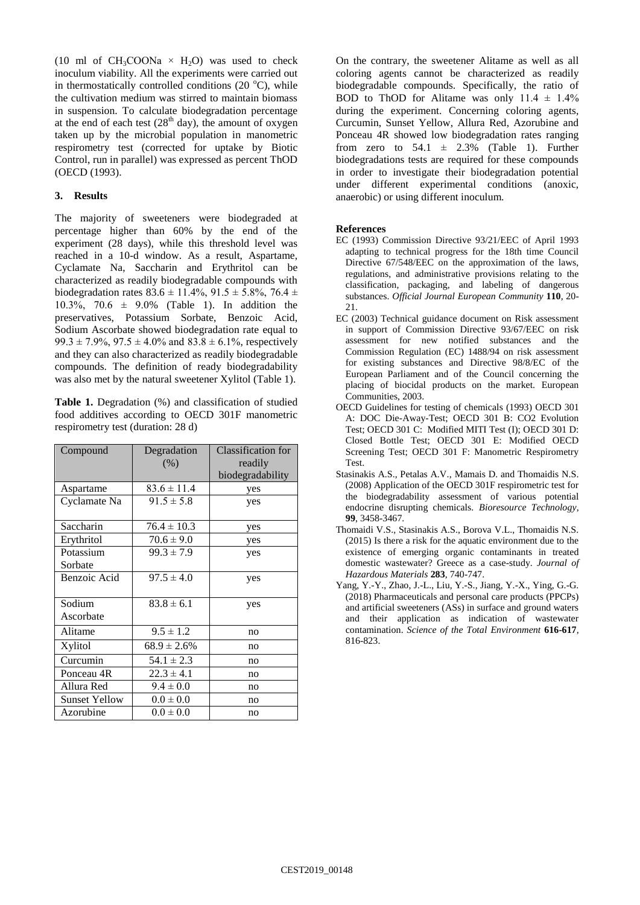(10 ml of $CH_3COONa \times H_2O$) was used to check inoculum viability. All the experiments were carried out in thermostatically controlled conditions (20 °C), while the cultivation medium was stirred to maintain biomass in suspension. To calculate biodegradation percentage at the end of each test (28th day), the amount of oxygen taken up by the microbial population in manometric respirometry test (corrected for uptake by Biotic Control, run in parallel) was expressed as percent ThOD (OECD (1993).

## 3. Results

The majority of sweeteners were biodegraded at percentage higher than 60% by the end of the experiment (28 days), while this threshold level was reached in a 10-d window. As a result, Aspartame, Cyclamate Na, Saccharin and Erythritol can be characterized as readily biodegradable compounds with biodegradation rates 83.6 ± 11.4%, 91.5 ± 5.8%, 76.4 ± 10.3%, 70.6 ± 9.0% (Table 1). In addition the preservatives, Potassium Sorbate, Benzoic Acid, Sodium Ascorbate showed biodegradation rate equal to 99.3 ± 7.9%, 97.5 ± 4.0% and 83.8 ± 6.1%, respectively and they can also characterized as readily biodegradable compounds. The definition of ready biodegradability was also met by the natural sweetener Xylitol (Table 1).

**Table 1.** Degradation (%) and classification of studied food additives according to OECD 301F manometric respirometry test (duration: 28 d)

| Compound | Degradation (%) | Classification for readily biodegradability |
|---|---|---|
| Aspartame | 83.6 ± 11.4 | yes |
| Cyclamate Na | 91.5 ± 5.8 | yes |
| Saccharin | 76.4 ± 10.3 | yes |
| Erythritol | 70.6 ± 9.0 | yes |
| Potassium Sorbate | 99.3 ± 7.9 | yes |
| Benzoic Acid | 97.5 ± 4.0 | yes |
| Sodium Ascorbate | 83.8 ± 6.1 | yes |
| Alitame | 9.5 ± 1.2 | no |
| Xylitol | 68.9 ± 2.6% | no |
| Curcumin | 54.1 ± 2.3 | no |
| Ponceau 4R | 22.3 ± 4.1 | no |
| Allura Red | 9.4 ± 0.0 | no |
| Sunset Yellow | 0.0 ± 0.0 | no |
| Azorubine | 0.0 ± 0.0 | no |

On the contrary, the sweetener Alitame as well as all coloring agents cannot be characterized as readily biodegradable compounds. Specifically, the ratio of BOD to ThOD for Alitame was only 11.4 ± 1.4% during the experiment. Concerning coloring agents, Curcumin, Sunset Yellow, Allura Red, Azorubine and Ponceau 4R showed low biodegradation rates ranging from zero to 54.1 ± 2.3% (Table 1). Further biodegradations tests are required for these compounds in order to investigate their biodegradation potential under different experimental conditions (anoxic, anaerobic) or using different inoculum.

## References

EC (1993) Commission Directive 93/21/EEC of April 1993 adapting to technical progress for the 18th time Council Directive 67/548/EEC on the approximation of the laws, regulations, and administrative provisions relating to the classification, packaging, and labeling of dangerous substances. *Official Journal European Community* **110**, 20-21.

EC (2003) Technical guidance document on Risk assessment in support of Commission Directive 93/67/EEC on risk assessment for new notified substances and the Commission Regulation (EC) 1488/94 on risk assessment for existing substances and Directive 98/8/EC of the European Parliament and of the Council concerning the placing of biocidal products on the market. European Communities, 2003.

OECD Guidelines for testing of chemicals (1993) OECD 301 A: DOC Die-Away-Test; OECD 301 B: CO2 Evolution Test; OECD 301 C: Modified MITI Test (I); OECD 301 D: Closed Bottle Test; OECD 301 E: Modified OECD Screening Test; OECD 301 F: Manometric Respirometry Test.

Stasinakis A.S., Petalas A.V., Mamais D. and Thomaidis N.S. (2008) Application of the OECD 301F respirometric test for the biodegradability assessment of various potential endocrine disrupting chemicals. *Bioresource Technology*, **99**, 3458-3467.

Thomaidi V.S., Stasinakis A.S., Borova V.L., Thomaidis N.S. (2015) Is there a risk for the aquatic environment due to the existence of emerging organic contaminants in treated domestic wastewater? Greece as a case-study. *Journal of Hazardous Materials* **283**, 740-747.

Yang, Y.-Y., Zhao, J.-L., Liu, Y.-S., Jiang, Y.-X., Ying, G.-G. (2018) Pharmaceuticals and personal care products (PPCPs) and artificial sweeteners (ASs) in surface and ground waters and their application as indication of wastewater contamination. *Science of the Total Environment* **616-617**, 816-823.